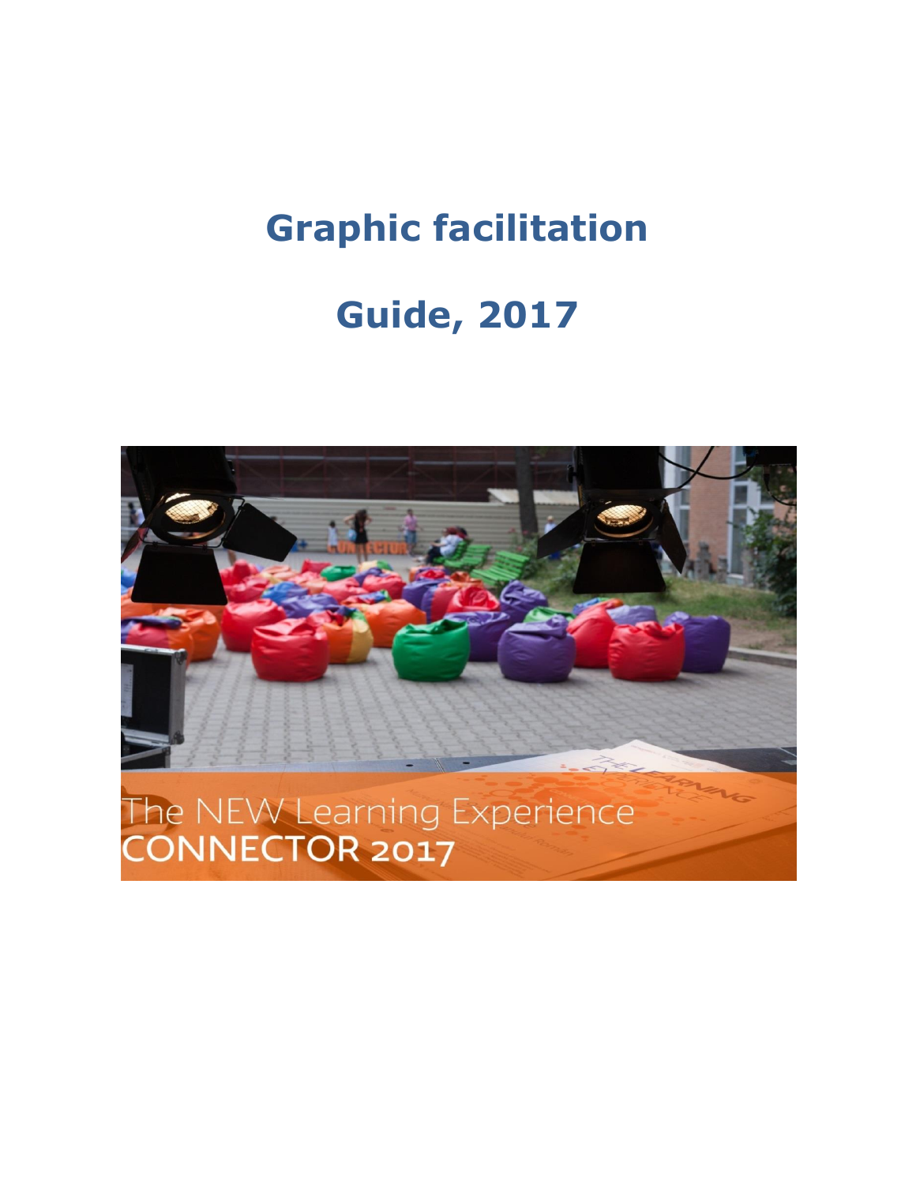# Graphic facilitation

# Guide, 2017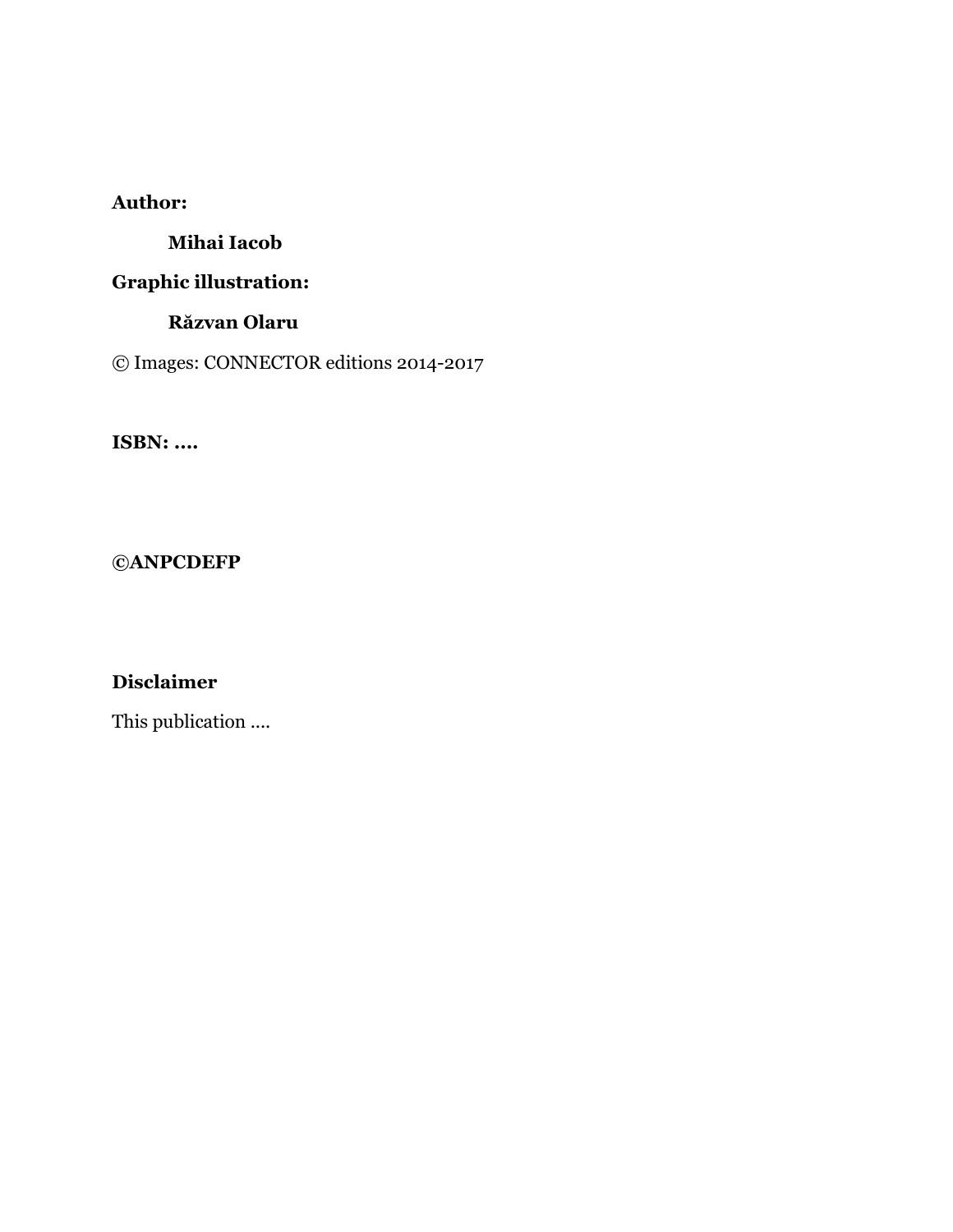**Author:**

**Mihai Iacob**

**Graphic illustration:**

**Răzvan Olaru**

© Images: CONNECTOR editions 2014-2017

**ISBN: ….**

**©ANPCDEFP**

**Disclaimer**

This publication ….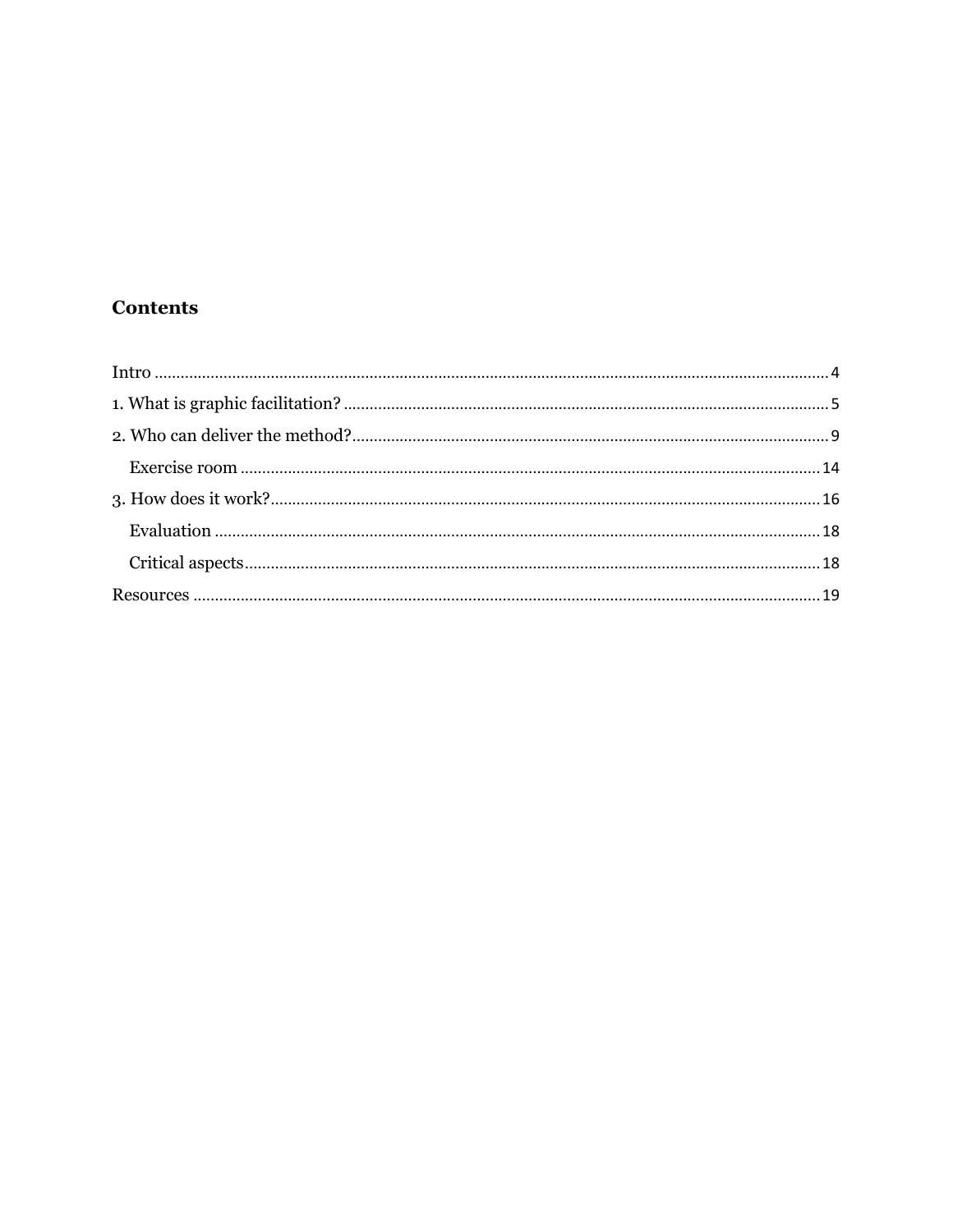## Contents

- Intro ........ 4
- 1. What is graphic facilitation? ........ 5
- 2. Who can deliver the method? ........ 9
  - Exercise room ........ 14
- 3. How does it work? ........ 16
  - Evaluation ........ 18
  - Critical aspects ........ 18
- Resources ........ 19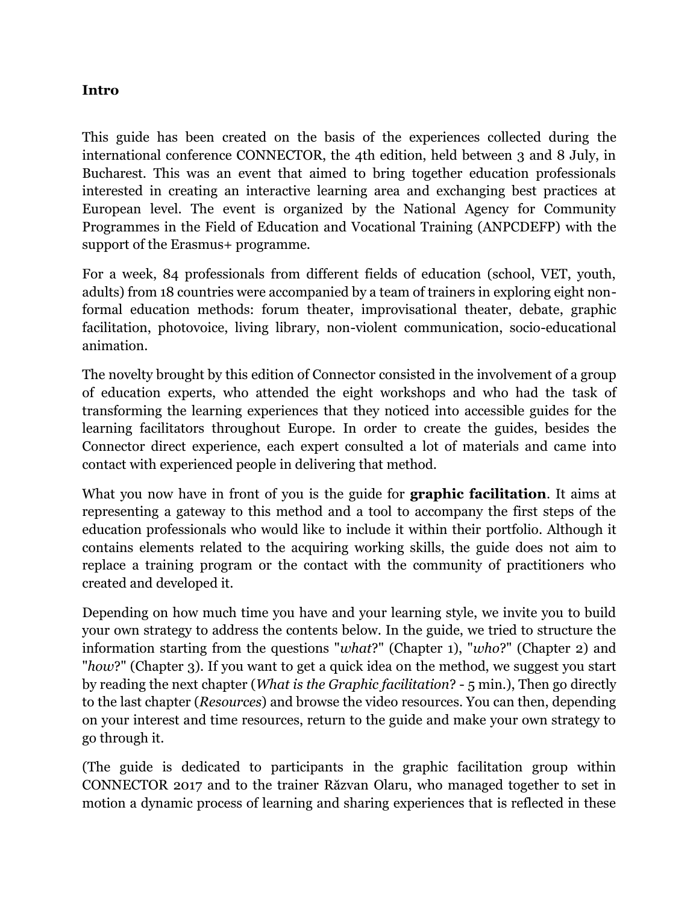**Intro**

This guide has been created on the basis of the experiences collected during the international conference CONNECTOR, the 4th edition, held between 3 and 8 July, in Bucharest. This was an event that aimed to bring together education professionals interested in creating an interactive learning area and exchanging best practices at European level. The event is organized by the National Agency for Community Programmes in the Field of Education and Vocational Training (ANPCDEFP) with the support of the Erasmus+ programme.

For a week, 84 professionals from different fields of education (school, VET, youth, adults) from 18 countries were accompanied by a team of trainers in exploring eight non-formal education methods: forum theater, improvisational theater, debate, graphic facilitation, photovoice, living library, non-violent communication, socio-educational animation.

The novelty brought by this edition of Connector consisted in the involvement of a group of education experts, who attended the eight workshops and who had the task of transforming the learning experiences that they noticed into accessible guides for the learning facilitators throughout Europe. In order to create the guides, besides the Connector direct experience, each expert consulted a lot of materials and came into contact with experienced people in delivering that method.

What you now have in front of you is the guide for **graphic facilitation**. It aims at representing a gateway to this method and a tool to accompany the first steps of the education professionals who would like to include it within their portfolio. Although it contains elements related to the acquiring working skills, the guide does not aim to replace a training program or the contact with the community of practitioners who created and developed it.

Depending on how much time you have and your learning style, we invite you to build your own strategy to address the contents below. In the guide, we tried to structure the information starting from the questions "*what*?" (Chapter 1), "*who*?" (Chapter 2) and "*how*?" (Chapter 3). If you want to get a quick idea on the method, we suggest you start by reading the next chapter (*What is the Graphic facilitation*? - 5 min.), Then go directly to the last chapter (*Resources*) and browse the video resources. You can then, depending on your interest and time resources, return to the guide and make your own strategy to go through it.

(The guide is dedicated to participants in the graphic facilitation group within CONNECTOR 2017 and to the trainer Răzvan Olaru, who managed together to set in motion a dynamic process of learning and sharing experiences that is reflected in these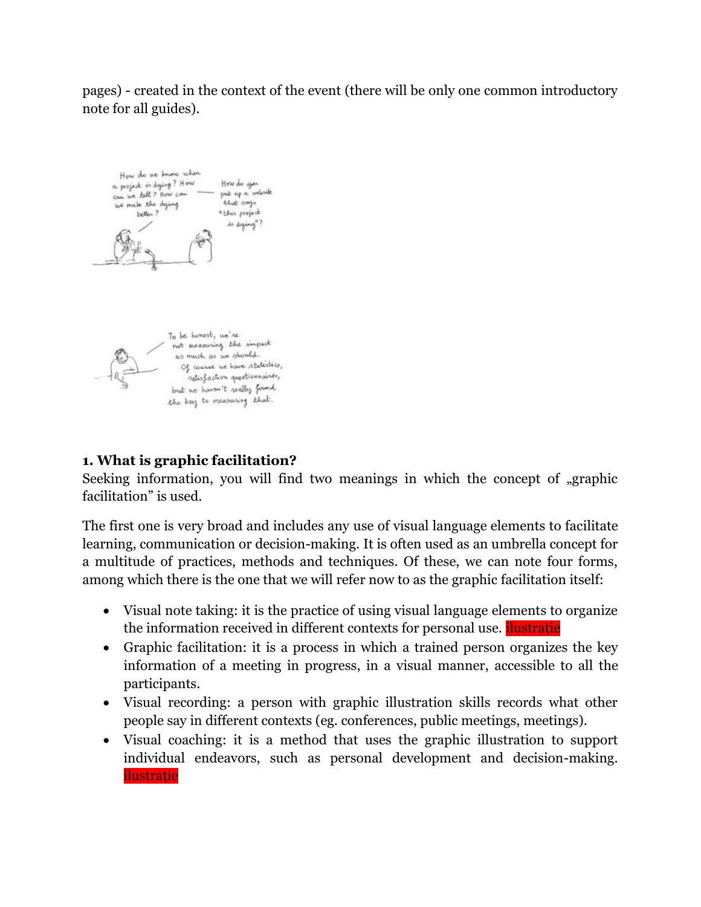pages) - created in the context of the event (there will be only one common introductory note for all guides).

### 1. What is graphic facilitation?

Seeking information, you will find two meanings in which the concept of „graphic facilitation" is used.

The first one is very broad and includes any use of visual language elements to facilitate learning, communication or decision-making. It is often used as an umbrella concept for a multitude of practices, methods and techniques. Of these, we can note four forms, among which there is the one that we will refer now to as the graphic facilitation itself:

- Visual note taking: it is the practice of using visual language elements to organize the information received in different contexts for personal use. ilustrație
- Graphic facilitation: it is a process in which a trained person organizes the key information of a meeting in progress, in a visual manner, accessible to all the participants.
- Visual recording: a person with graphic illustration skills records what other people say in different contexts (eg. conferences, public meetings, meetings).
- Visual coaching: it is a method that uses the graphic illustration to support individual endeavors, such as personal development and decision-making. ilustrație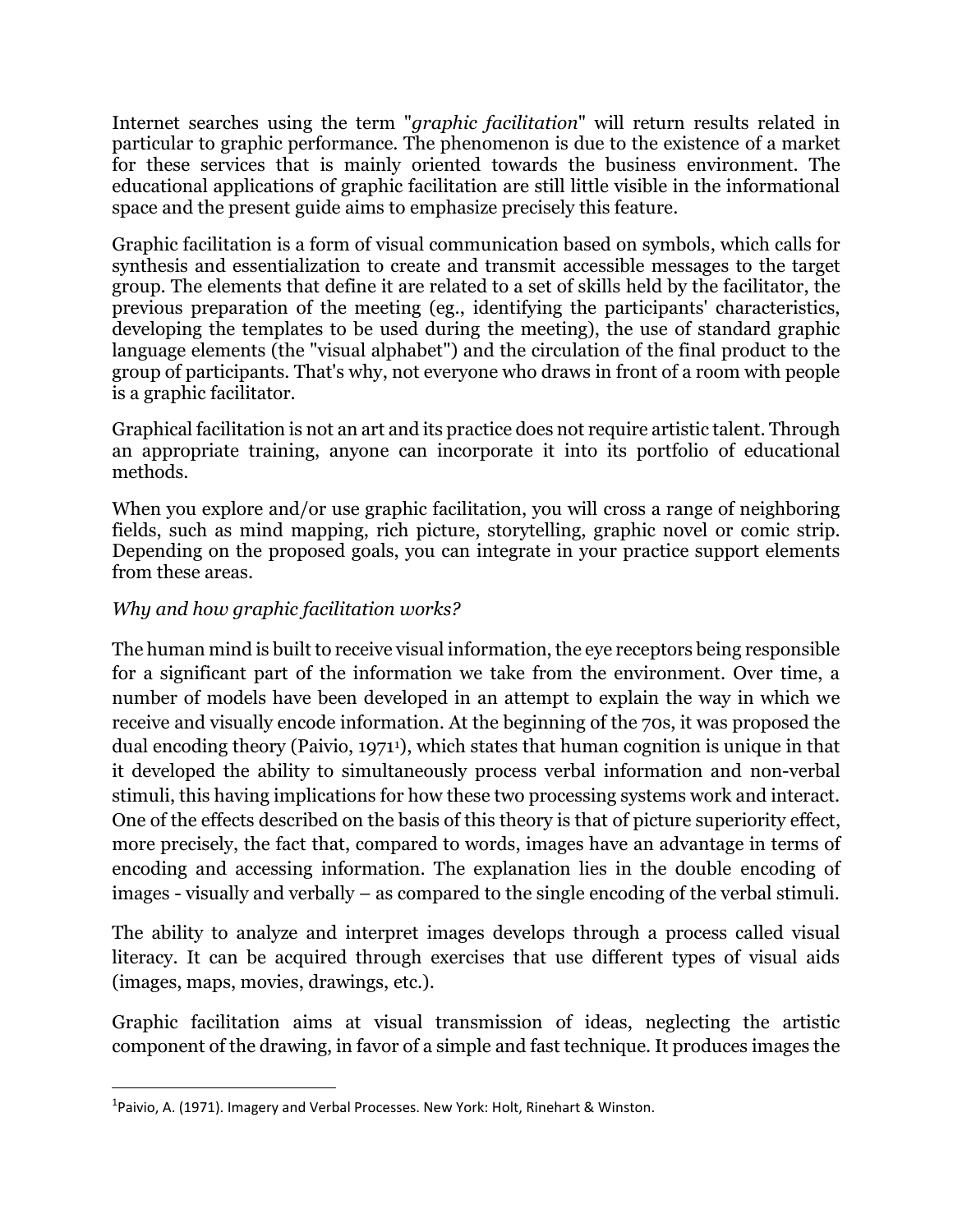Internet searches using the term "*graphic facilitation*" will return results related in particular to graphic performance. The phenomenon is due to the existence of a market for these services that is mainly oriented towards the business environment. The educational applications of graphic facilitation are still little visible in the informational space and the present guide aims to emphasize precisely this feature.

Graphic facilitation is a form of visual communication based on symbols, which calls for synthesis and essentialization to create and transmit accessible messages to the target group. The elements that define it are related to a set of skills held by the facilitator, the previous preparation of the meeting (eg., identifying the participants' characteristics, developing the templates to be used during the meeting), the use of standard graphic language elements (the "visual alphabet") and the circulation of the final product to the group of participants. That's why, not everyone who draws in front of a room with people is a graphic facilitator.

Graphical facilitation is not an art and its practice does not require artistic talent. Through an appropriate training, anyone can incorporate it into its portfolio of educational methods.

When you explore and/or use graphic facilitation, you will cross a range of neighboring fields, such as mind mapping, rich picture, storytelling, graphic novel or comic strip. Depending on the proposed goals, you can integrate in your practice support elements from these areas.

*Why and how graphic facilitation works?*

The human mind is built to receive visual information, the eye receptors being responsible for a significant part of the information we take from the environment. Over time, a number of models have been developed in an attempt to explain the way in which we receive and visually encode information. At the beginning of the 70s, it was proposed the dual encoding theory (Paivio, 1971[1]), which states that human cognition is unique in that it developed the ability to simultaneously process verbal information and non-verbal stimuli, this having implications for how these two processing systems work and interact. One of the effects described on the basis of this theory is that of picture superiority effect, more precisely, the fact that, compared to words, images have an advantage in terms of encoding and accessing information. The explanation lies in the double encoding of images - visually and verbally – as compared to the single encoding of the verbal stimuli.

The ability to analyze and interpret images develops through a process called visual literacy. It can be acquired through exercises that use different types of visual aids (images, maps, movies, drawings, etc.).

Graphic facilitation aims at visual transmission of ideas, neglecting the artistic component of the drawing, in favor of a simple and fast technique. It produces images the

[1] Paivio, A. (1971). Imagery and Verbal Processes. New York: Holt, Rinehart & Winston.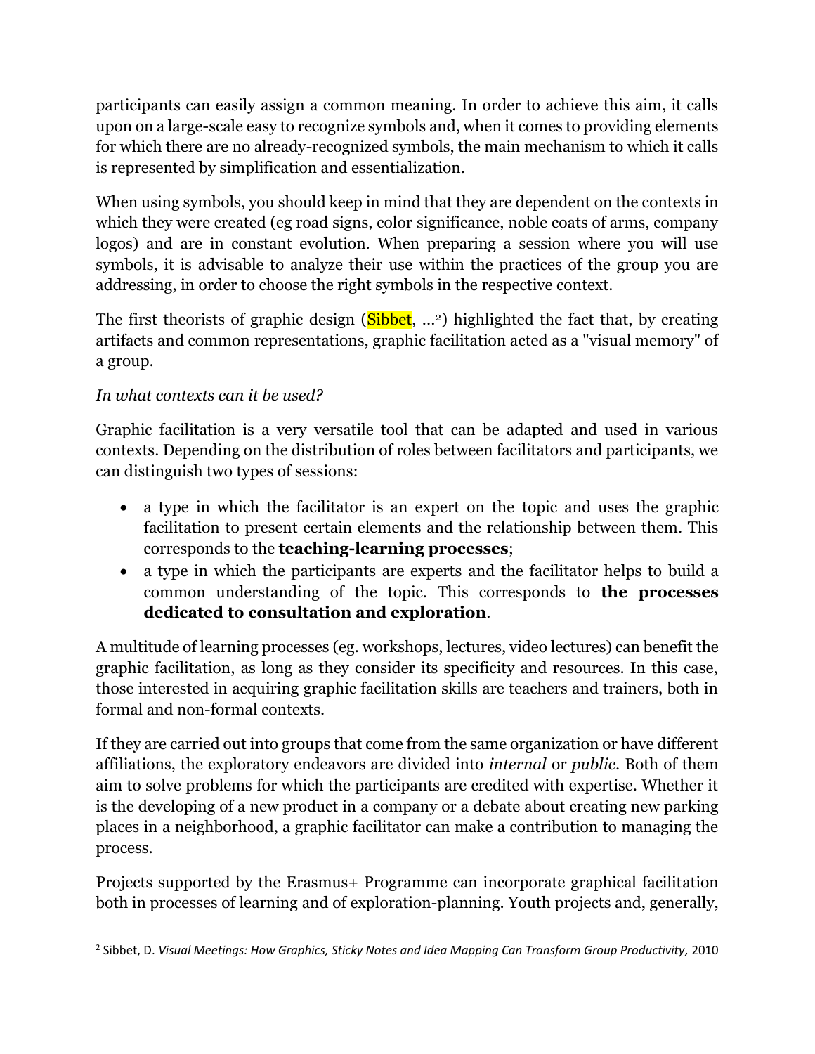participants can easily assign a common meaning. In order to achieve this aim, it calls upon on a large-scale easy to recognize symbols and, when it comes to providing elements for which there are no already-recognized symbols, the main mechanism to which it calls is represented by simplification and essentialization.

When using symbols, you should keep in mind that they are dependent on the contexts in which they were created (eg road signs, color significance, noble coats of arms, company logos) and are in constant evolution. When preparing a session where you will use symbols, it is advisable to analyze their use within the practices of the group you are addressing, in order to choose the right symbols in the respective context.

The first theorists of graphic design (Sibbet, ...[2]) highlighted the fact that, by creating artifacts and common representations, graphic facilitation acted as a "visual memory" of a group.

*In what contexts can it be used?*

Graphic facilitation is a very versatile tool that can be adapted and used in various contexts. Depending on the distribution of roles between facilitators and participants, we can distinguish two types of sessions:

- a type in which the facilitator is an expert on the topic and uses the graphic facilitation to present certain elements and the relationship between them. This corresponds to the **teaching-learning processes**;
- a type in which the participants are experts and the facilitator helps to build a common understanding of the topic. This corresponds to **the processes dedicated to consultation and exploration**.

A multitude of learning processes (eg. workshops, lectures, video lectures) can benefit the graphic facilitation, as long as they consider its specificity and resources. In this case, those interested in acquiring graphic facilitation skills are teachers and trainers, both in formal and non-formal contexts.

If they are carried out into groups that come from the same organization or have different affiliations, the exploratory endeavors are divided into *internal* or *public*. Both of them aim to solve problems for which the participants are credited with expertise. Whether it is the developing of a new product in a company or a debate about creating new parking places in a neighborhood, a graphic facilitator can make a contribution to managing the process.

Projects supported by the Erasmus+ Programme can incorporate graphical facilitation both in processes of learning and of exploration-planning. Youth projects and, generally,

[2] Sibbet, D. *Visual Meetings: How Graphics, Sticky Notes and Idea Mapping Can Transform Group Productivity,* 2010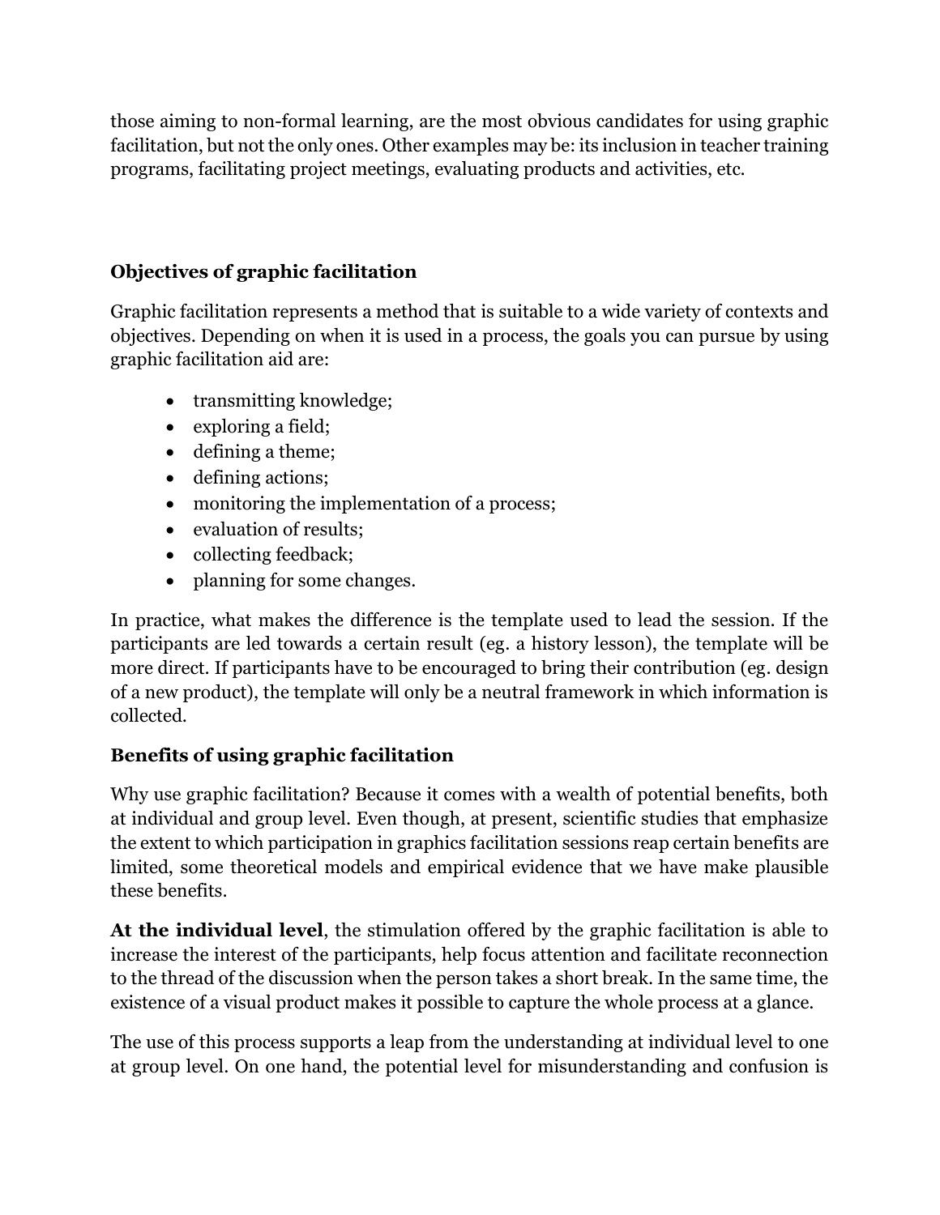those aiming to non-formal learning, are the most obvious candidates for using graphic facilitation, but not the only ones. Other examples may be: its inclusion in teacher training programs, facilitating project meetings, evaluating products and activities, etc.

### Objectives of graphic facilitation

Graphic facilitation represents a method that is suitable to a wide variety of contexts and objectives. Depending on when it is used in a process, the goals you can pursue by using graphic facilitation aid are:

- transmitting knowledge;
- exploring a field;
- defining a theme;
- defining actions;
- monitoring the implementation of a process;
- evaluation of results;
- collecting feedback;
- planning for some changes.

In practice, what makes the difference is the template used to lead the session. If the participants are led towards a certain result (eg. a history lesson), the template will be more direct. If participants have to be encouraged to bring their contribution (eg. design of a new product), the template will only be a neutral framework in which information is collected.

### Benefits of using graphic facilitation

Why use graphic facilitation? Because it comes with a wealth of potential benefits, both at individual and group level. Even though, at present, scientific studies that emphasize the extent to which participation in graphics facilitation sessions reap certain benefits are limited, some theoretical models and empirical evidence that we have make plausible these benefits.

**At the individual level**, the stimulation offered by the graphic facilitation is able to increase the interest of the participants, help focus attention and facilitate reconnection to the thread of the discussion when the person takes a short break. In the same time, the existence of a visual product makes it possible to capture the whole process at a glance.

The use of this process supports a leap from the understanding at individual level to one at group level. On one hand, the potential level for misunderstanding and confusion is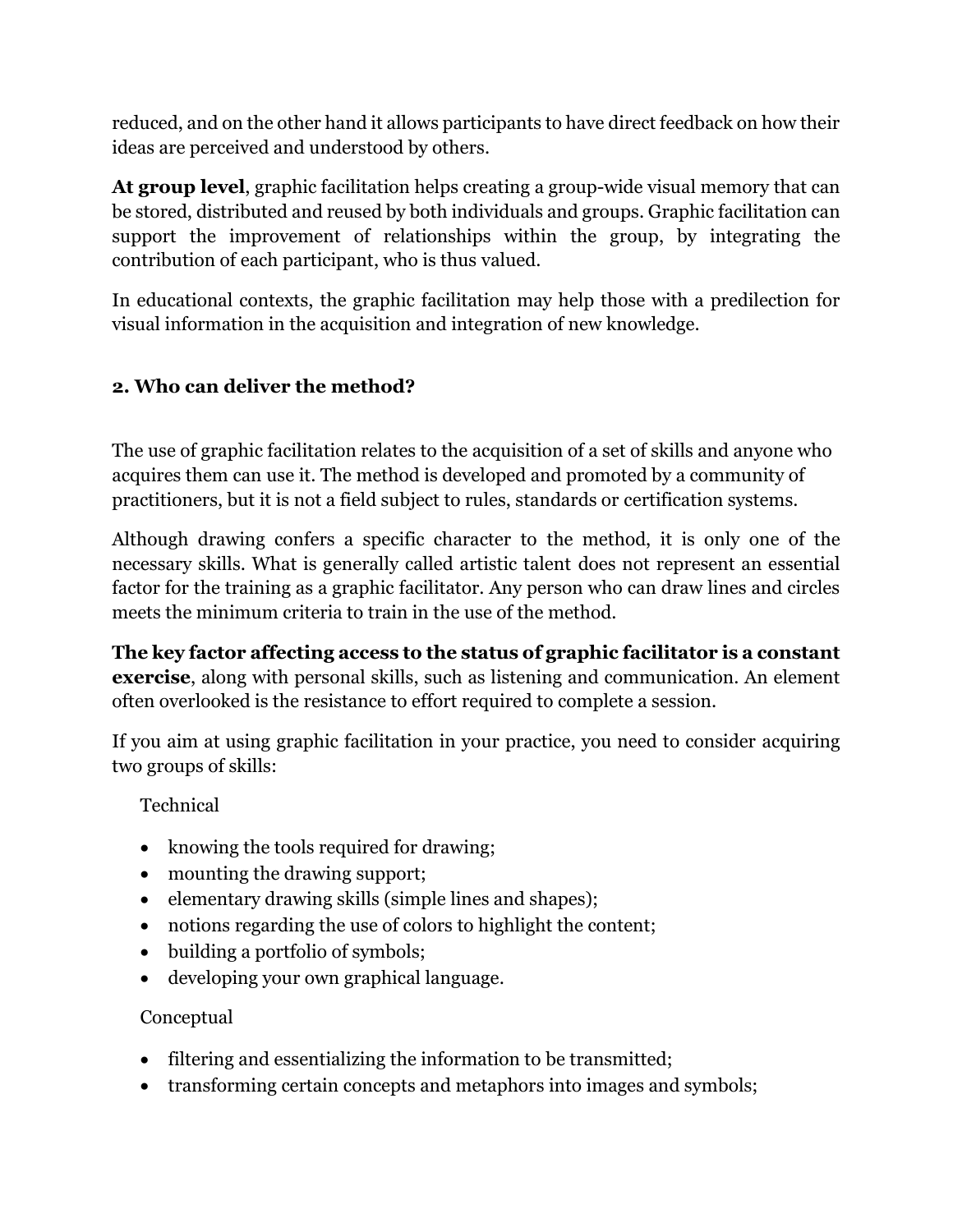reduced, and on the other hand it allows participants to have direct feedback on how their ideas are perceived and understood by others.

**At group level**, graphic facilitation helps creating a group-wide visual memory that can be stored, distributed and reused by both individuals and groups. Graphic facilitation can support the improvement of relationships within the group, by integrating the contribution of each participant, who is thus valued.

In educational contexts, the graphic facilitation may help those with a predilection for visual information in the acquisition and integration of new knowledge.

## 2. Who can deliver the method?

The use of graphic facilitation relates to the acquisition of a set of skills and anyone who acquires them can use it. The method is developed and promoted by a community of practitioners, but it is not a field subject to rules, standards or certification systems.

Although drawing confers a specific character to the method, it is only one of the necessary skills. What is generally called artistic talent does not represent an essential factor for the training as a graphic facilitator. Any person who can draw lines and circles meets the minimum criteria to train in the use of the method.

**The key factor affecting access to the status of graphic facilitator is a constant exercise**, along with personal skills, such as listening and communication. An element often overlooked is the resistance to effort required to complete a session.

If you aim at using graphic facilitation in your practice, you need to consider acquiring two groups of skills:

Technical

- knowing the tools required for drawing;
- mounting the drawing support;
- elementary drawing skills (simple lines and shapes);
- notions regarding the use of colors to highlight the content;
- building a portfolio of symbols;
- developing your own graphical language.

Conceptual

- filtering and essentializing the information to be transmitted;
- transforming certain concepts and metaphors into images and symbols;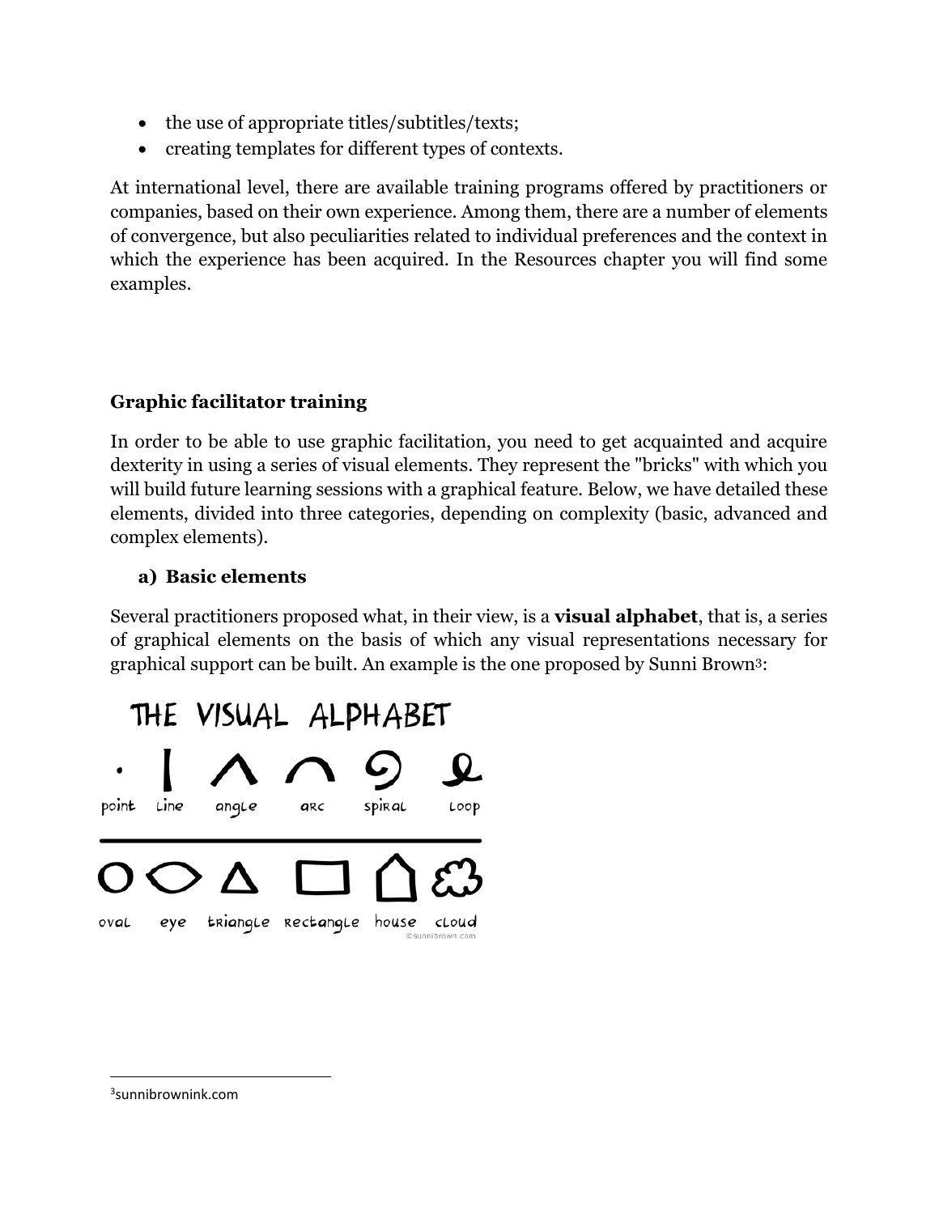- the use of appropriate titles/subtitles/texts;
- creating templates for different types of contexts.

At international level, there are available training programs offered by practitioners or companies, based on their own experience. Among them, there are a number of elements of convergence, but also peculiarities related to individual preferences and the context in which the experience has been acquired. In the Resources chapter you will find some examples.

### Graphic facilitator training

In order to be able to use graphic facilitation, you need to get acquainted and acquire dexterity in using a series of visual elements. They represent the "bricks" with which you will build future learning sessions with a graphical feature. Below, we have detailed these elements, divided into three categories, depending on complexity (basic, advanced and complex elements).

#### a) Basic elements

Several practitioners proposed what, in their view, is a **visual alphabet**, that is, a series of graphical elements on the basis of which any visual representations necessary for graphical support can be built. An example is the one proposed by Sunni Brown[3]:

[3] sunnibrownink.com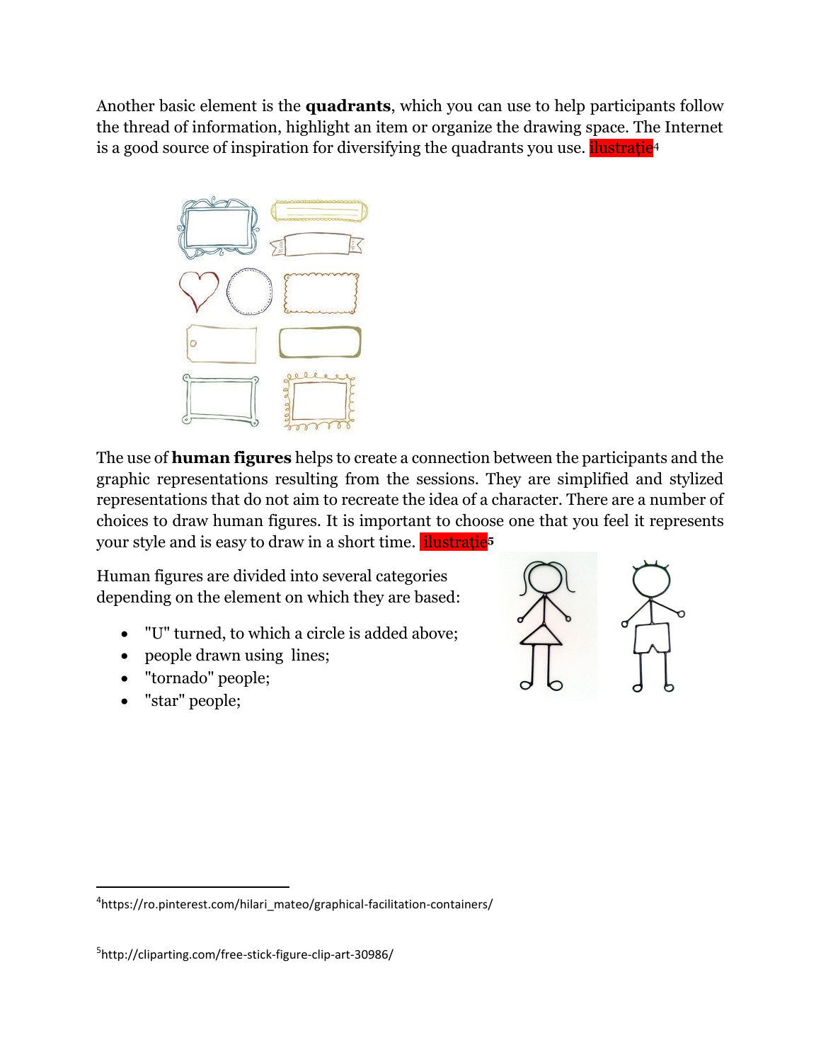Another basic element is the **quadrants**, which you can use to help participants follow the thread of information, highlight an item or organize the drawing space. The Internet is a good source of inspiration for diversifying the quadrants you use. ilustrație[4]

The use of **human figures** helps to create a connection between the participants and the graphic representations resulting from the sessions. They are simplified and stylized representations that do not aim to recreate the idea of a character. There are a number of choices to draw human figures. It is important to choose one that you feel it represents your style and is easy to draw in a short time. ilustrație[5]

Human figures are divided into several categories depending on the element on which they are based:

- "U" turned, to which a circle is added above;
- people drawn using lines;
- "tornado" people;
- "star" people;

[4] https://ro.pinterest.com/hilari_mateo/graphical-facilitation-containers/

[5] http://cliparting.com/free-stick-figure-clip-art-30986/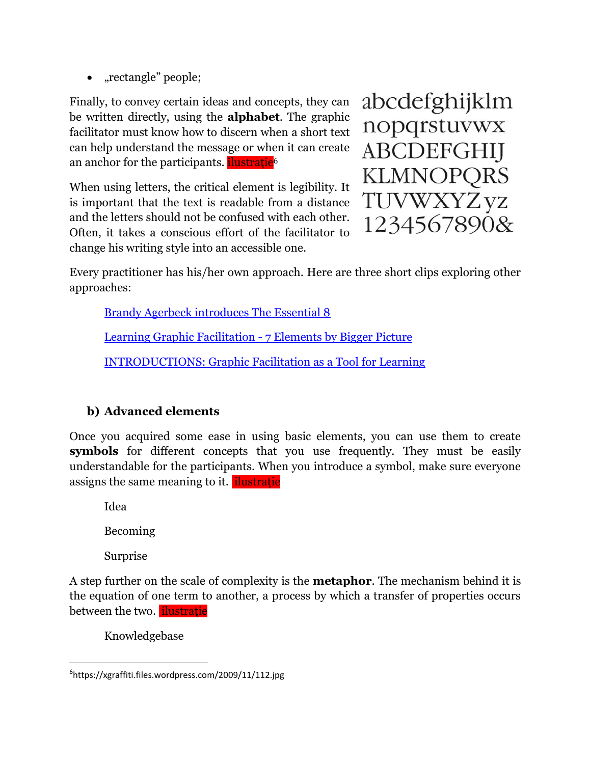- „rectangle" people;

Finally, to convey certain ideas and concepts, they can be written directly, using the **alphabet**. The graphic facilitator must know how to discern when a short text can help understand the message or when it can create an anchor for the participants. ilustrație[6]

When using letters, the critical element is legibility. It is important that the text is readable from a distance and the letters should not be confused with each other. Often, it takes a conscious effort of the facilitator to change his writing style into an accessible one.

abcdefghijklm
nopqrstuvwx
ABCDEFGHIJ
KLMNOPQRS
TUVWXYZyz
1234567890&

Every practitioner has his/her own approach. Here are three short clips exploring other approaches:

> Brandy Agerbeck introduces The Essential 8
>
> Learning Graphic Facilitation - 7 Elements by Bigger Picture
>
> INTRODUCTIONS: Graphic Facilitation as a Tool for Learning

### b) Advanced elements

Once you acquired some ease in using basic elements, you can use them to create **symbols** for different concepts that you use frequently. They must be easily understandable for the participants. When you introduce a symbol, make sure everyone assigns the same meaning to it. ilustrație

> Idea
>
> Becoming
>
> Surprise

A step further on the scale of complexity is the **metaphor**. The mechanism behind it is the equation of one term to another, a process by which a transfer of properties occurs between the two. ilustrație

> Knowledgebase

[6] https://xgraffiti.files.wordpress.com/2009/11/112.jpg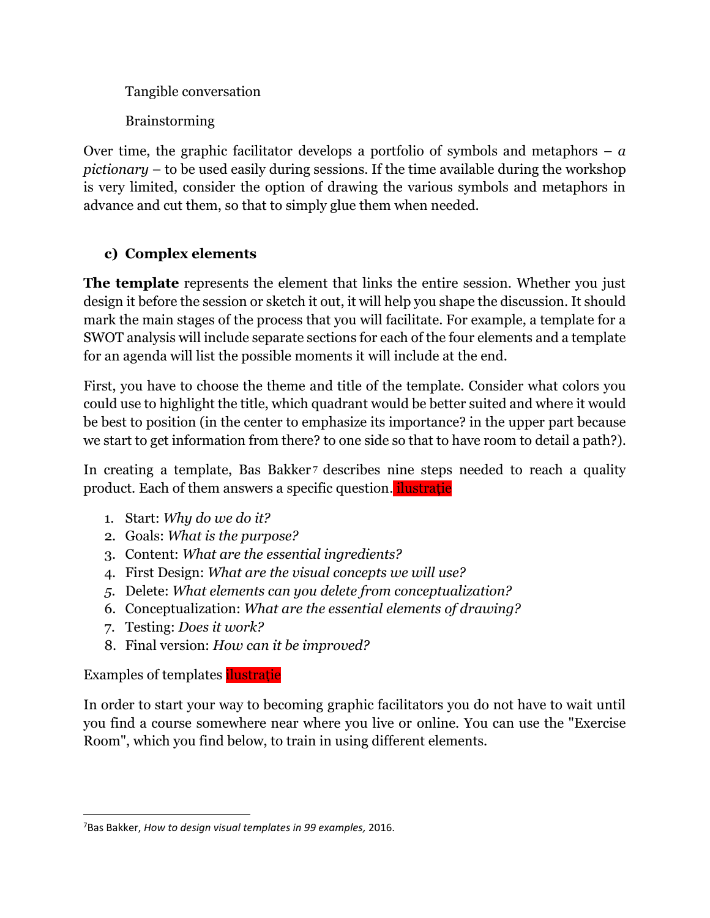Tangible conversation

Brainstorming

Over time, the graphic facilitator develops a portfolio of symbols and metaphors – *a pictionary* – to be used easily during sessions. If the time available during the workshop is very limited, consider the option of drawing the various symbols and metaphors in advance and cut them, so that to simply glue them when needed.

### c) Complex elements

**The template** represents the element that links the entire session. Whether you just design it before the session or sketch it out, it will help you shape the discussion. It should mark the main stages of the process that you will facilitate. For example, a template for a SWOT analysis will include separate sections for each of the four elements and a template for an agenda will list the possible moments it will include at the end.

First, you have to choose the theme and title of the template. Consider what colors you could use to highlight the title, which quadrant would be better suited and where it would be best to position (in the center to emphasize its importance? in the upper part because we start to get information from there? to one side so that to have room to detail a path?).

In creating a template, Bas Bakker[7] describes nine steps needed to reach a quality product. Each of them answers a specific question. ilustrație

1. Start: *Why do we do it?*
2. Goals: *What is the purpose?*
3. Content: *What are the essential ingredients?*
4. First Design: *What are the visual concepts we will use?*
5. Delete: *What elements can you delete from conceptualization?*
6. Conceptualization: *What are the essential elements of drawing?*
7. Testing: *Does it work?*
8. Final version: *How can it be improved?*

Examples of templates ilustrație

In order to start your way to becoming graphic facilitators you do not have to wait until you find a course somewhere near where you live or online. You can use the "Exercise Room", which you find below, to train in using different elements.

---

[7] Bas Bakker, *How to design visual templates in 99 examples,* 2016.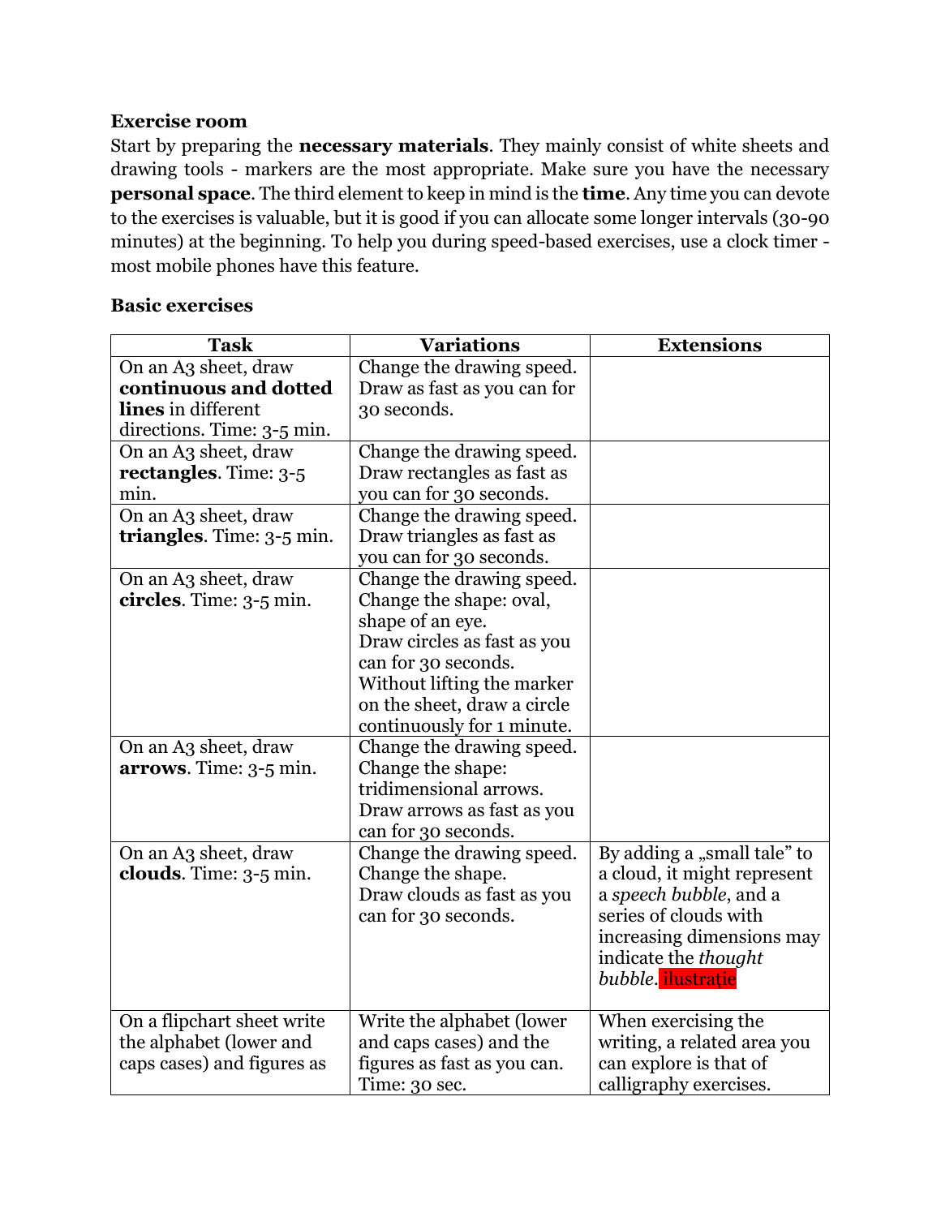**Exercise room**

Start by preparing the **necessary materials**. They mainly consist of white sheets and drawing tools - markers are the most appropriate. Make sure you have the necessary **personal space**. The third element to keep in mind is the **time**. Any time you can devote to the exercises is valuable, but it is good if you can allocate some longer intervals (30-90 minutes) at the beginning. To help you during speed-based exercises, use a clock timer - most mobile phones have this feature.

**Basic exercises**

| Task | Variations | Extensions |
| --- | --- | --- |
| On an A3 sheet, draw **continuous and dotted lines** in different directions. Time: 3-5 min. | Change the drawing speed. Draw as fast as you can for 30 seconds. | |
| On an A3 sheet, draw **rectangles**. Time: 3-5 min. | Change the drawing speed. Draw rectangles as fast as you can for 30 seconds. | |
| On an A3 sheet, draw **triangles**. Time: 3-5 min. | Change the drawing speed. Draw triangles as fast as you can for 30 seconds. | |
| On an A3 sheet, draw **circles**. Time: 3-5 min. | Change the drawing speed. Change the shape: oval, shape of an eye. Draw circles as fast as you can for 30 seconds. Without lifting the marker on the sheet, draw a circle continuously for 1 minute. | |
| On an A3 sheet, draw **arrows**. Time: 3-5 min. | Change the drawing speed. Change the shape: tridimensional arrows. Draw arrows as fast as you can for 30 seconds. | |
| On an A3 sheet, draw **clouds**. Time: 3-5 min. | Change the drawing speed. Change the shape. Draw clouds as fast as you can for 30 seconds. | By adding a „small tale” to a cloud, it might represent a *speech bubble*, and a series of clouds with increasing dimensions may indicate the *thought bubble*. ilustrație |
| On a flipchart sheet write the alphabet (lower and caps cases) and figures as | Write the alphabet (lower and caps cases) and the figures as fast as you can. Time: 30 sec. | When exercising the writing, a related area you can explore is that of calligraphy exercises. |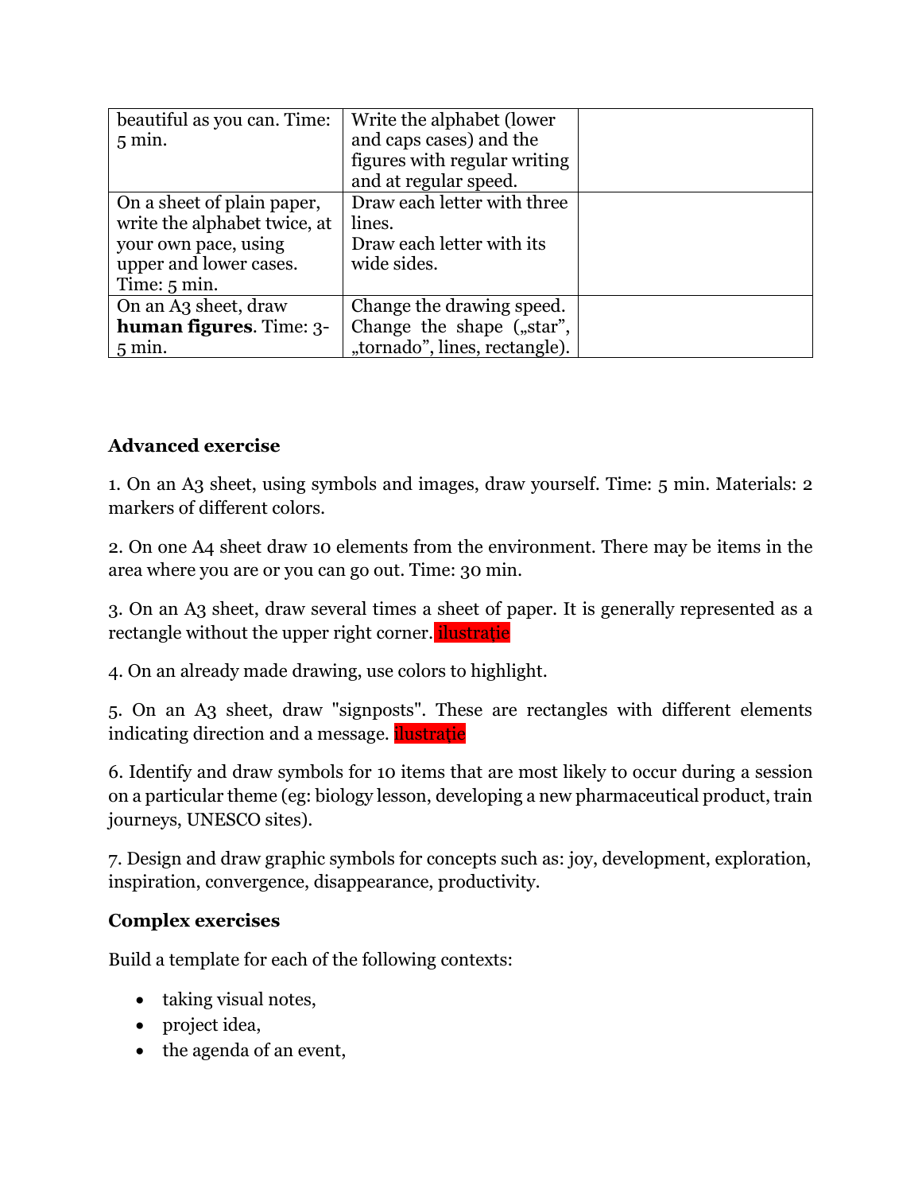| | | |
|---|---|---|
| beautiful as you can. Time: 5 min. | Write the alphabet (lower and caps cases) and the figures with regular writing and at regular speed. | |
| On a sheet of plain paper, write the alphabet twice, at your own pace, using upper and lower cases. Time: 5 min. | Draw each letter with three lines.<br>Draw each letter with its wide sides. | |
| On an A3 sheet, draw **human figures**. Time: 3-5 min. | Change the drawing speed.<br>Change the shape („star", „tornado", lines, rectangle). | |

**Advanced exercise**

1. On an A3 sheet, using symbols and images, draw yourself. Time: 5 min. Materials: 2 markers of different colors.

2. On one A4 sheet draw 10 elements from the environment. There may be items in the area where you are or you can go out. Time: 30 min.

3. On an A3 sheet, draw several times a sheet of paper. It is generally represented as a rectangle without the upper right corner. ilustrație

4. On an already made drawing, use colors to highlight.

5. On an A3 sheet, draw "signposts". These are rectangles with different elements indicating direction and a message. ilustrație

6. Identify and draw symbols for 10 items that are most likely to occur during a session on a particular theme (eg: biology lesson, developing a new pharmaceutical product, train journeys, UNESCO sites).

7. Design and draw graphic symbols for concepts such as: joy, development, exploration, inspiration, convergence, disappearance, productivity.

**Complex exercises**

Build a template for each of the following contexts:

- taking visual notes,
- project idea,
- the agenda of an event,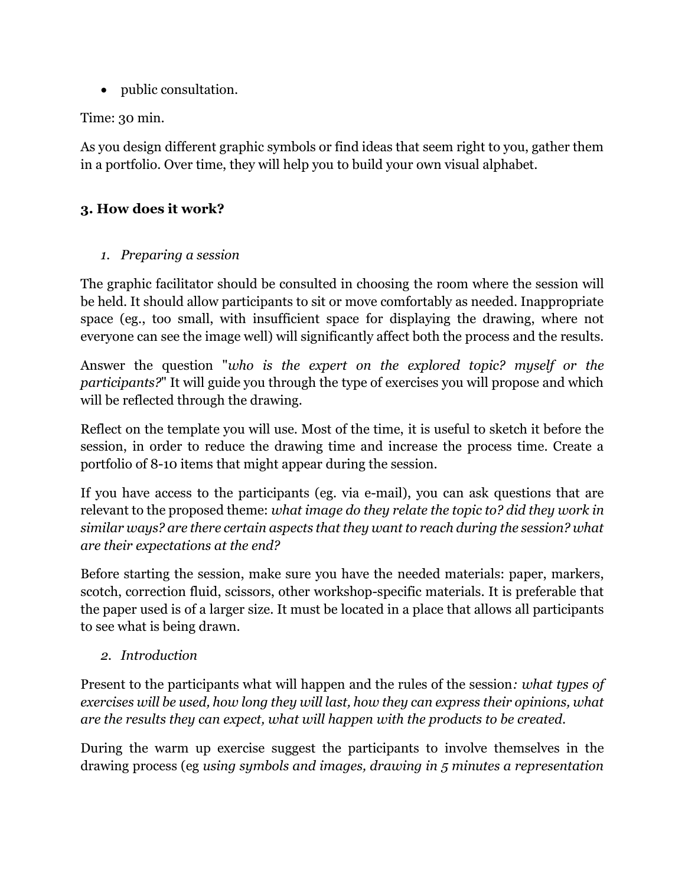- public consultation.

Time: 30 min.

As you design different graphic symbols or find ideas that seem right to you, gather them in a portfolio. Over time, they will help you to build your own visual alphabet.

## 3. How does it work?

1. *Preparing a session*

The graphic facilitator should be consulted in choosing the room where the session will be held. It should allow participants to sit or move comfortably as needed. Inappropriate space (eg., too small, with insufficient space for displaying the drawing, where not everyone can see the image well) will significantly affect both the process and the results.

Answer the question "*who is the expert on the explored topic? myself or the participants?*" It will guide you through the type of exercises you will propose and which will be reflected through the drawing.

Reflect on the template you will use. Most of the time, it is useful to sketch it before the session, in order to reduce the drawing time and increase the process time. Create a portfolio of 8-10 items that might appear during the session.

If you have access to the participants (eg. via e-mail), you can ask questions that are relevant to the proposed theme: *what image do they relate the topic to? did they work in similar ways? are there certain aspects that they want to reach during the session? what are their expectations at the end?*

Before starting the session, make sure you have the needed materials: paper, markers, scotch, correction fluid, scissors, other workshop-specific materials. It is preferable that the paper used is of a larger size. It must be located in a place that allows all participants to see what is being drawn.

2. *Introduction*

Present to the participants what will happen and the rules of the session*: what types of exercises will be used, how long they will last, how they can express their opinions, what are the results they can expect, what will happen with the products to be created.*

During the warm up exercise suggest the participants to involve themselves in the drawing process (eg *using symbols and images, drawing in 5 minutes a representation*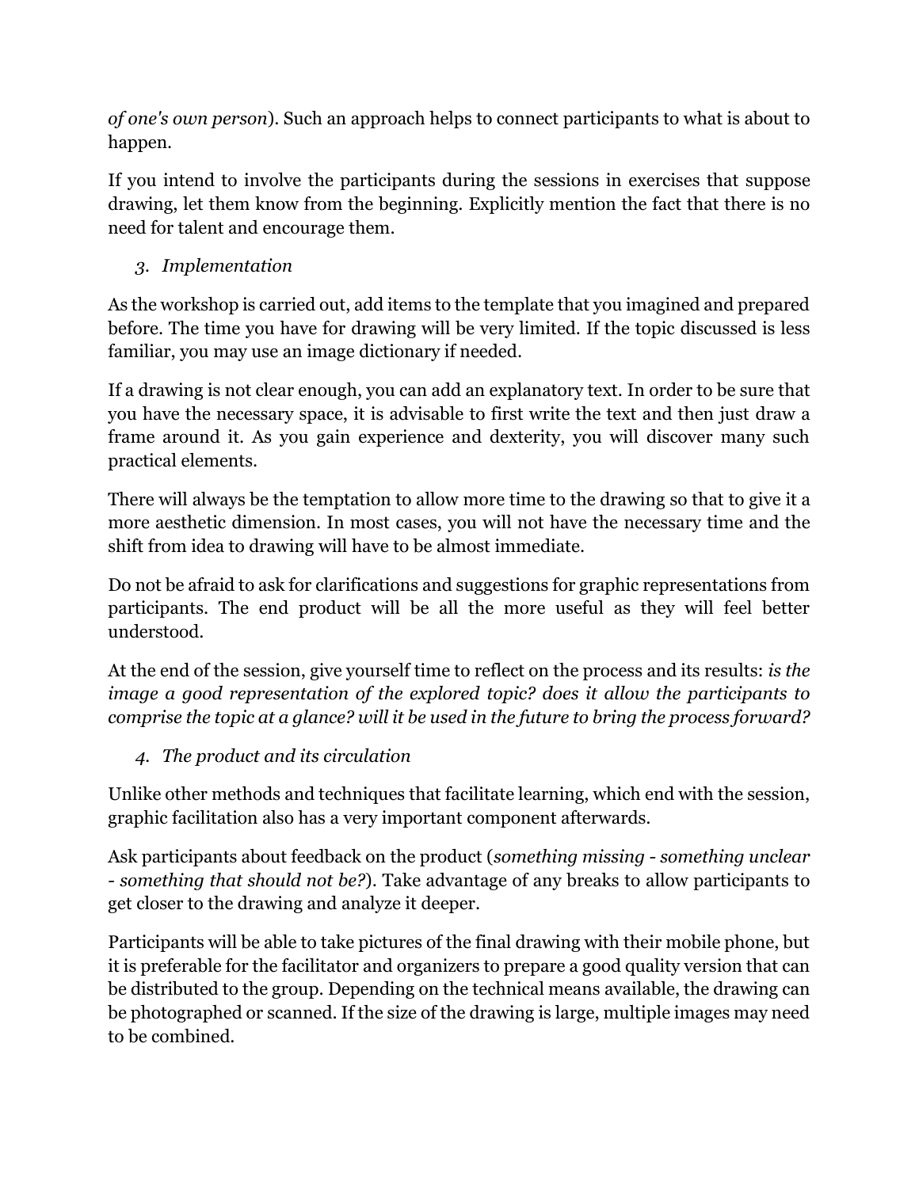*of one's own person*). Such an approach helps to connect participants to what is about to happen.

If you intend to involve the participants during the sessions in exercises that suppose drawing, let them know from the beginning. Explicitly mention the fact that there is no need for talent and encourage them.

3. *Implementation*

As the workshop is carried out, add items to the template that you imagined and prepared before. The time you have for drawing will be very limited. If the topic discussed is less familiar, you may use an image dictionary if needed.

If a drawing is not clear enough, you can add an explanatory text. In order to be sure that you have the necessary space, it is advisable to first write the text and then just draw a frame around it. As you gain experience and dexterity, you will discover many such practical elements.

There will always be the temptation to allow more time to the drawing so that to give it a more aesthetic dimension. In most cases, you will not have the necessary time and the shift from idea to drawing will have to be almost immediate.

Do not be afraid to ask for clarifications and suggestions for graphic representations from participants. The end product will be all the more useful as they will feel better understood.

At the end of the session, give yourself time to reflect on the process and its results: *is the image a good representation of the explored topic? does it allow the participants to comprise the topic at a glance? will it be used in the future to bring the process forward?*

4. *The product and its circulation*

Unlike other methods and techniques that facilitate learning, which end with the session, graphic facilitation also has a very important component afterwards.

Ask participants about feedback on the product (*something missing - something unclear - something that should not be?*). Take advantage of any breaks to allow participants to get closer to the drawing and analyze it deeper.

Participants will be able to take pictures of the final drawing with their mobile phone, but it is preferable for the facilitator and organizers to prepare a good quality version that can be distributed to the group. Depending on the technical means available, the drawing can be photographed or scanned. If the size of the drawing is large, multiple images may need to be combined.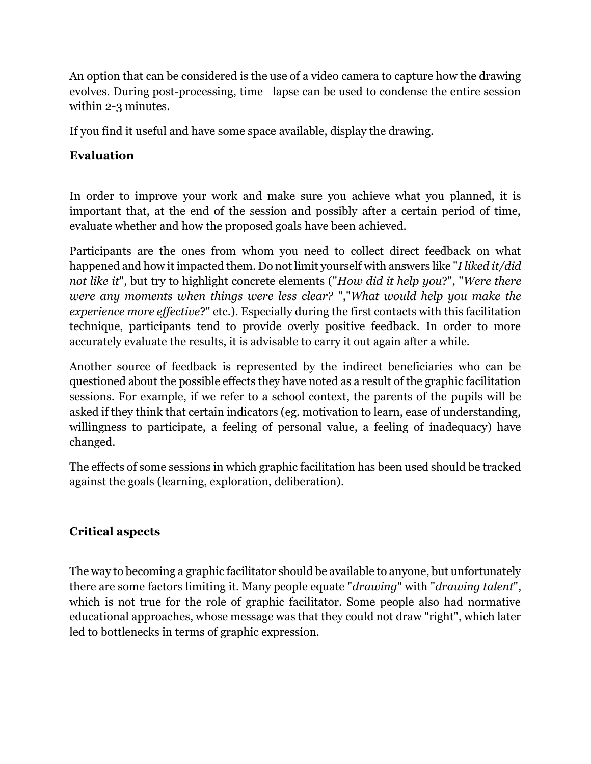An option that can be considered is the use of a video camera to capture how the drawing evolves. During post-processing, time lapse can be used to condense the entire session within 2-3 minutes.

If you find it useful and have some space available, display the drawing.

### Evaluation

In order to improve your work and make sure you achieve what you planned, it is important that, at the end of the session and possibly after a certain period of time, evaluate whether and how the proposed goals have been achieved.

Participants are the ones from whom you need to collect direct feedback on what happened and how it impacted them. Do not limit yourself with answers like "*I liked it/did not like it*", but try to highlight concrete elements ("*How did it help you*?", "*Were there were any moments when things were less clear?* ","*What would help you make the experience more effective*?" etc.). Especially during the first contacts with this facilitation technique, participants tend to provide overly positive feedback. In order to more accurately evaluate the results, it is advisable to carry it out again after a while.

Another source of feedback is represented by the indirect beneficiaries who can be questioned about the possible effects they have noted as a result of the graphic facilitation sessions. For example, if we refer to a school context, the parents of the pupils will be asked if they think that certain indicators (eg. motivation to learn, ease of understanding, willingness to participate, a feeling of personal value, a feeling of inadequacy) have changed.

The effects of some sessions in which graphic facilitation has been used should be tracked against the goals (learning, exploration, deliberation).

### Critical aspects

The way to becoming a graphic facilitator should be available to anyone, but unfortunately there are some factors limiting it. Many people equate "*drawing*" with "*drawing talent*", which is not true for the role of graphic facilitator. Some people also had normative educational approaches, whose message was that they could not draw "right", which later led to bottlenecks in terms of graphic expression.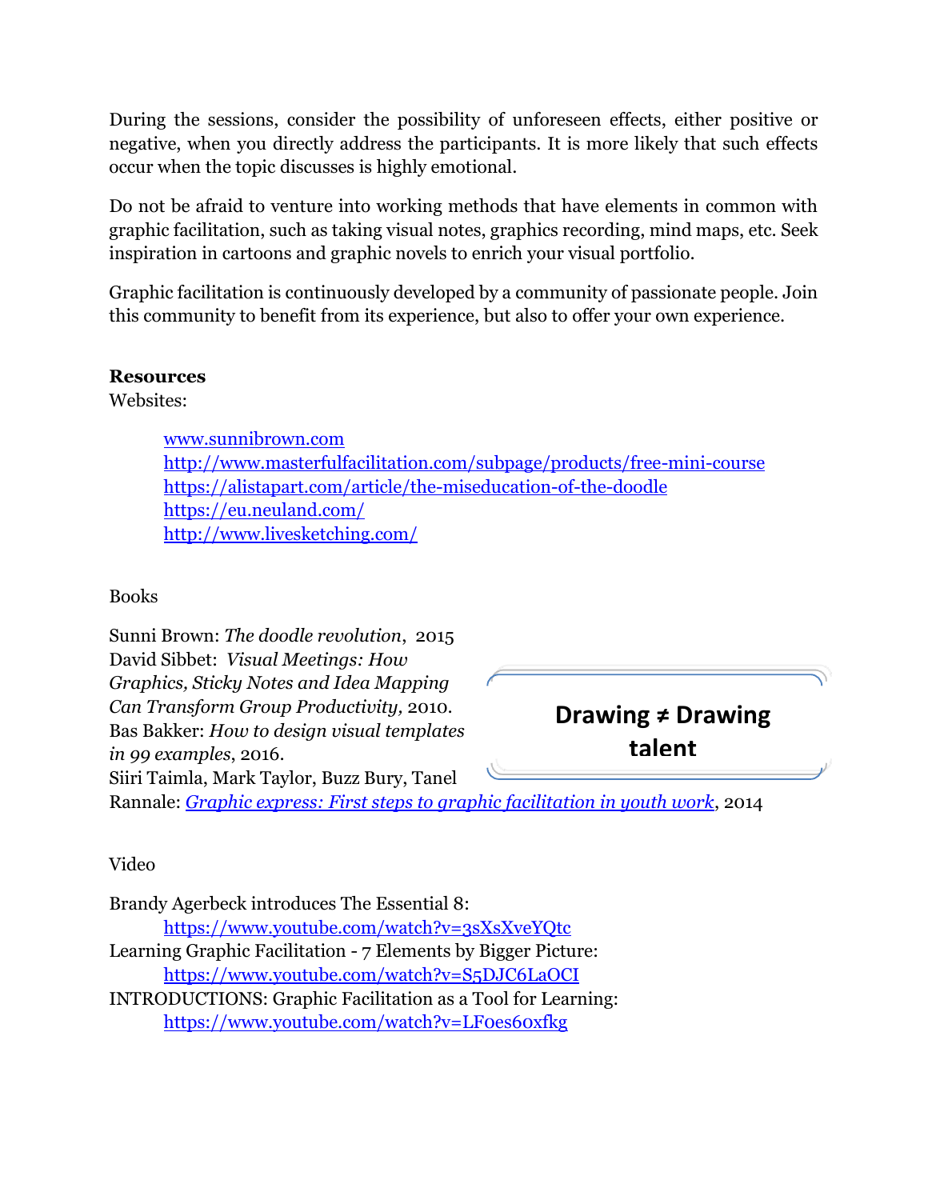During the sessions, consider the possibility of unforeseen effects, either positive or negative, when you directly address the participants. It is more likely that such effects occur when the topic discusses is highly emotional.

Do not be afraid to venture into working methods that have elements in common with graphic facilitation, such as taking visual notes, graphics recording, mind maps, etc. Seek inspiration in cartoons and graphic novels to enrich your visual portfolio.

Graphic facilitation is continuously developed by a community of passionate people. Join this community to benefit from its experience, but also to offer your own experience.

**Resources**

Websites:

- www.sunnibrown.com
- http://www.masterfulfacilitation.com/subpage/products/free-mini-course
- https://alistapart.com/article/the-miseducation-of-the-doodle
- https://eu.neuland.com/
- http://www.livesketching.com/

Books

Sunni Brown: *The doodle revolution*, 2015
David Sibbet: *Visual Meetings: How Graphics, Sticky Notes and Idea Mapping Can Transform Group Productivity,* 2010.
Bas Bakker: *How to design visual templates in 99 examples*, 2016.
Siiri Taimla, Mark Taylor, Buzz Bury, Tanel Rannale: *Graphic express: First steps to graphic facilitation in youth work*, 2014

**Drawing ≠ Drawing talent**

Video

Brandy Agerbeck introduces The Essential 8:
https://www.youtube.com/watch?v=3sXsXveYQtc
Learning Graphic Facilitation - 7 Elements by Bigger Picture:
https://www.youtube.com/watch?v=S5DJC6LaOCI
INTRODUCTIONS: Graphic Facilitation as a Tool for Learning:
https://www.youtube.com/watch?v=LF0es60xfkg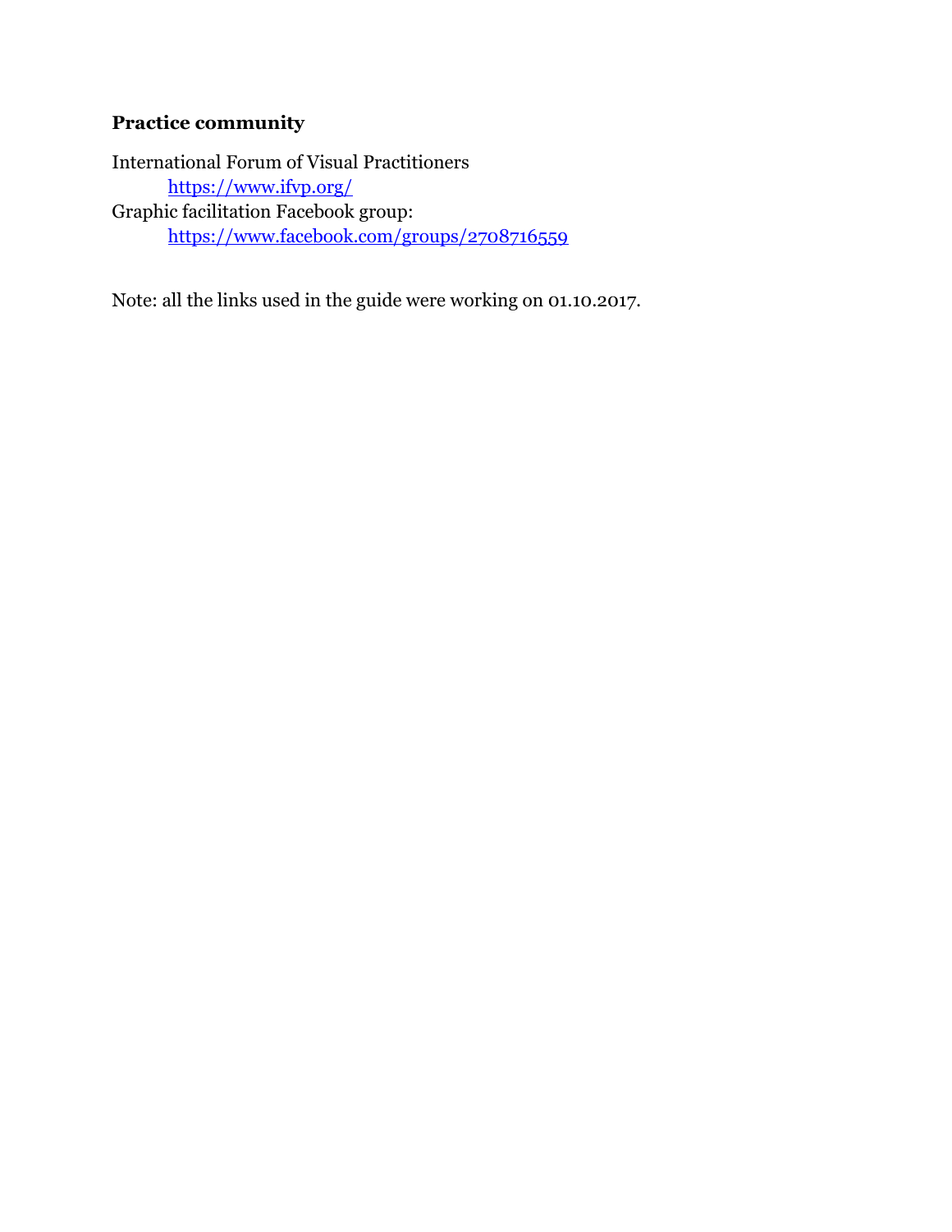### Practice community

International Forum of Visual Practitioners
https://www.ifvp.org/
Graphic facilitation Facebook group:
https://www.facebook.com/groups/2708716559

Note: all the links used in the guide were working on 01.10.2017.